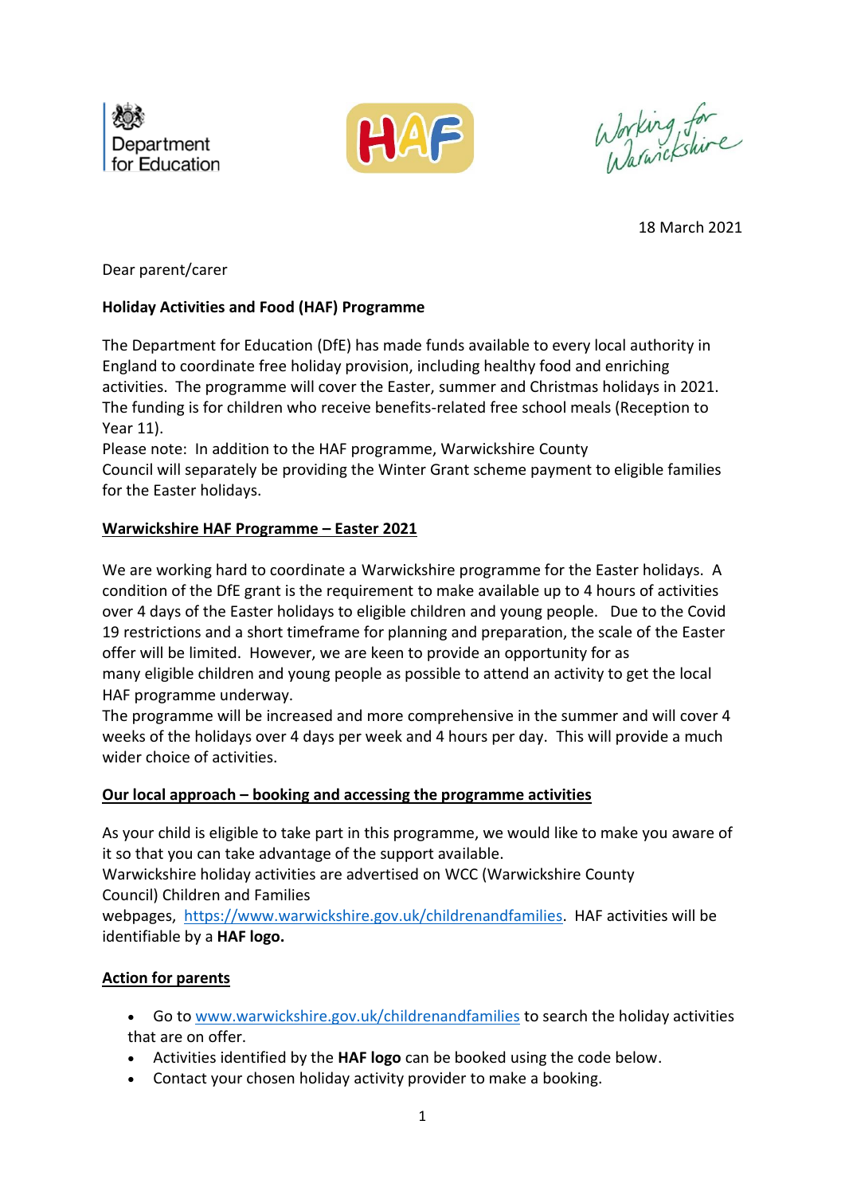Department for Education

HAF

Working for Warwickshire

18 March 2021

Dear parent/carer

**Holiday Activities and Food (HAF) Programme**

The Department for Education (DfE) has made funds available to every local authority in England to coordinate free holiday provision, including healthy food and enriching activities. The programme will cover the Easter, summer and Christmas holidays in 2021. The funding is for children who receive benefits-related free school meals (Reception to Year 11).

Please note: In addition to the HAF programme, Warwickshire County Council will separately be providing the Winter Grant scheme payment to eligible families for the Easter holidays.

## Warwickshire HAF Programme – Easter 2021

We are working hard to coordinate a Warwickshire programme for the Easter holidays. A condition of the DfE grant is the requirement to make available up to 4 hours of activities over 4 days of the Easter holidays to eligible children and young people. Due to the Covid 19 restrictions and a short timeframe for planning and preparation, the scale of the Easter offer will be limited. However, we are keen to provide an opportunity for as many eligible children and young people as possible to attend an activity to get the local HAF programme underway.

The programme will be increased and more comprehensive in the summer and will cover 4 weeks of the holidays over 4 days per week and 4 hours per day. This will provide a much wider choice of activities.

## Our local approach – booking and accessing the programme activities

As your child is eligible to take part in this programme, we would like to make you aware of it so that you can take advantage of the support available.

Warwickshire holiday activities are advertised on WCC (Warwickshire County Council) Children and Families webpages, https://www.warwickshire.gov.uk/childrenandfamilies. HAF activities will be identifiable by a **HAF logo.**

## Action for parents

- Go to www.warwickshire.gov.uk/childrenandfamilies to search the holiday activities that are on offer.
- Activities identified by the **HAF logo** can be booked using the code below.
- Contact your chosen holiday activity provider to make a booking.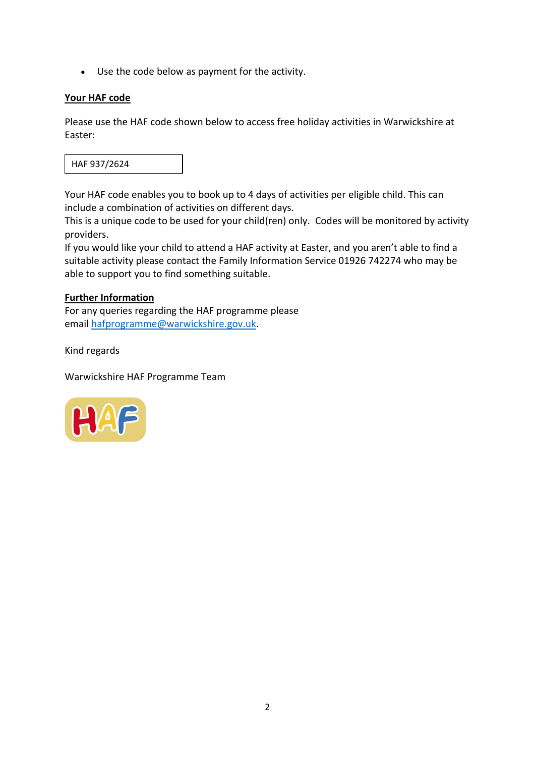- Use the code below as payment for the activity.

**Your HAF code**

Please use the HAF code shown below to access free holiday activities in Warwickshire at Easter:

| |
|---|
| HAF 937/2624 |

Your HAF code enables you to book up to 4 days of activities per eligible child. This can include a combination of activities on different days.
This is a unique code to be used for your child(ren) only. Codes will be monitored by activity providers.
If you would like your child to attend a HAF activity at Easter, and you aren't able to find a suitable activity please contact the Family Information Service 01926 742274 who may be able to support you to find something suitable.

**Further Information**
For any queries regarding the HAF programme please email hafprogramme@warwickshire.gov.uk.

Kind regards

Warwickshire HAF Programme Team

HAF